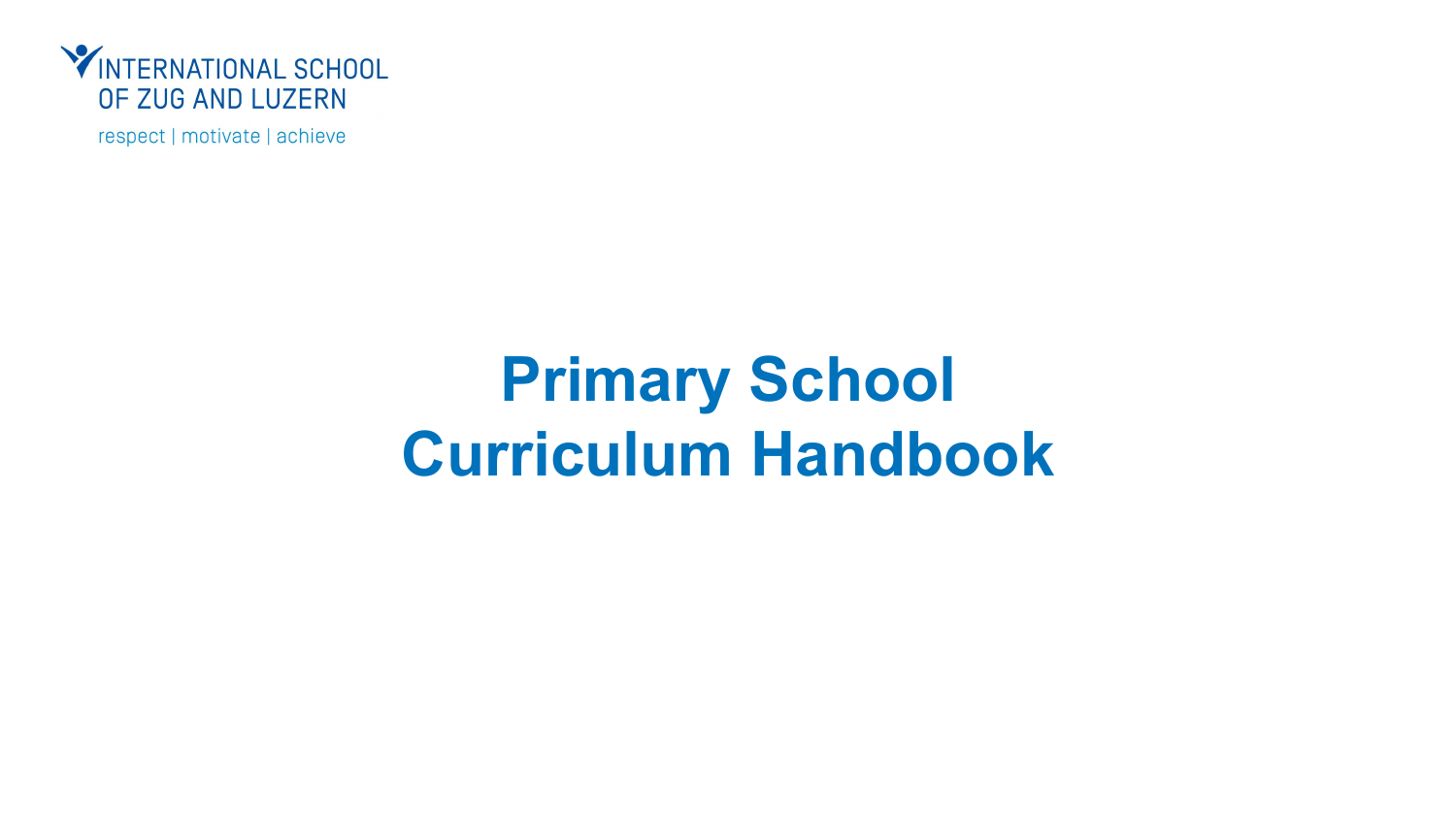INTERNATIONAL SCHOOL OF ZUG AND LUZERN

respect | motivate | achieve

# Primary School Curriculum Handbook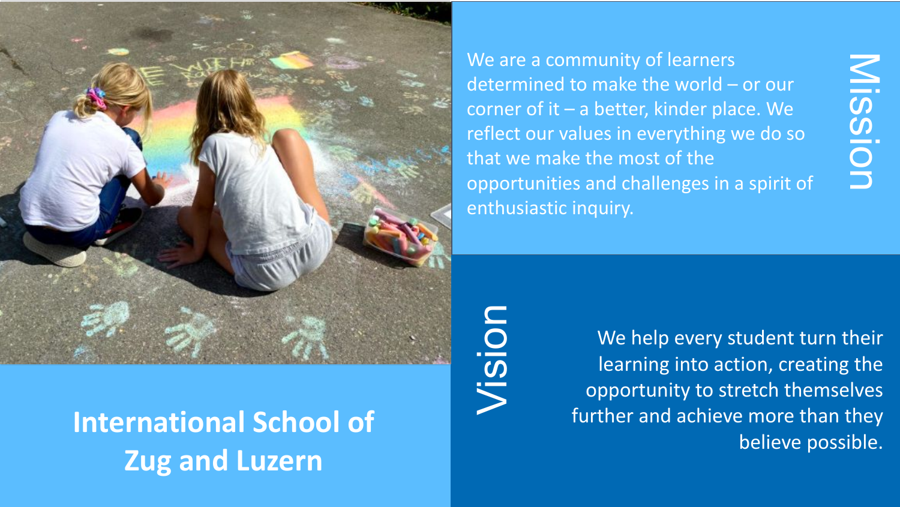# International School of Zug and Luzern

## Mission

We are a community of learners determined to make the world – or our corner of it – a better, kinder place. We reflect our values in everything we do so that we make the most of the opportunities and challenges in a spirit of enthusiastic inquiry.

## Vision

We help every student turn their learning into action, creating the opportunity to stretch themselves further and achieve more than they believe possible.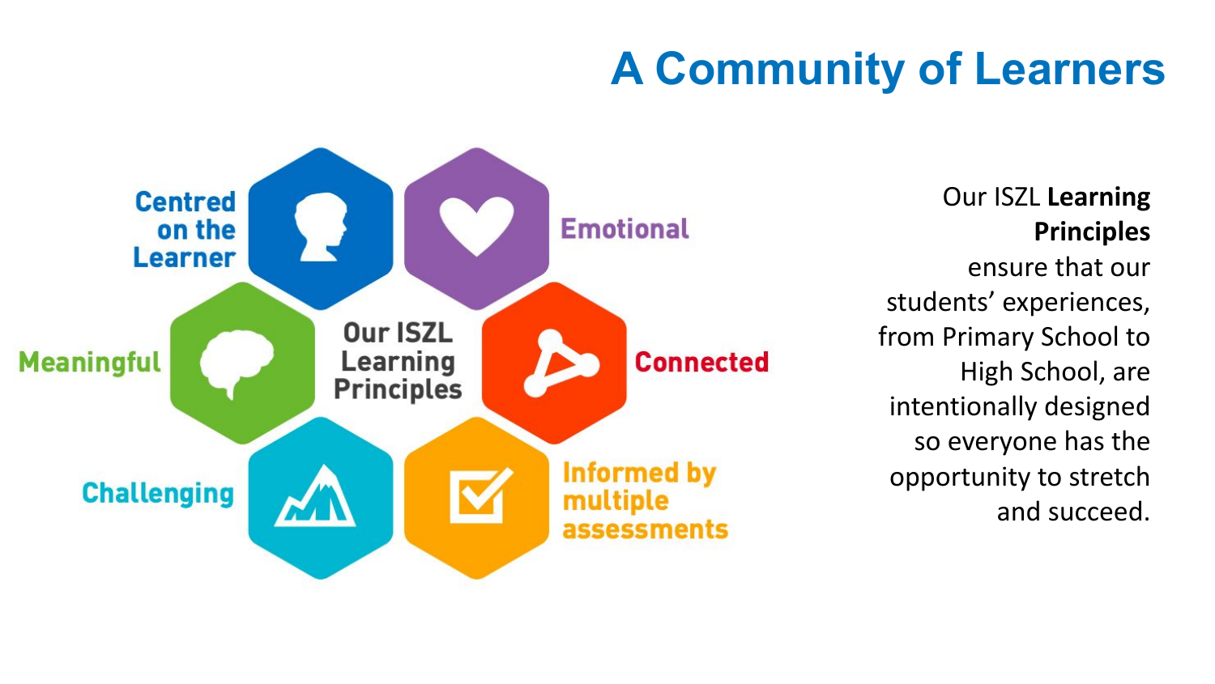# A Community of Learners

**Our ISZL Learning Principles**

- Centred on the Learner
- Emotional
- Meaningful
- Connected
- Challenging
- Informed by multiple assessments

Our ISZL **Learning Principles** ensure that our students' experiences, from Primary School to High School, are intentionally designed so everyone has the opportunity to stretch and succeed.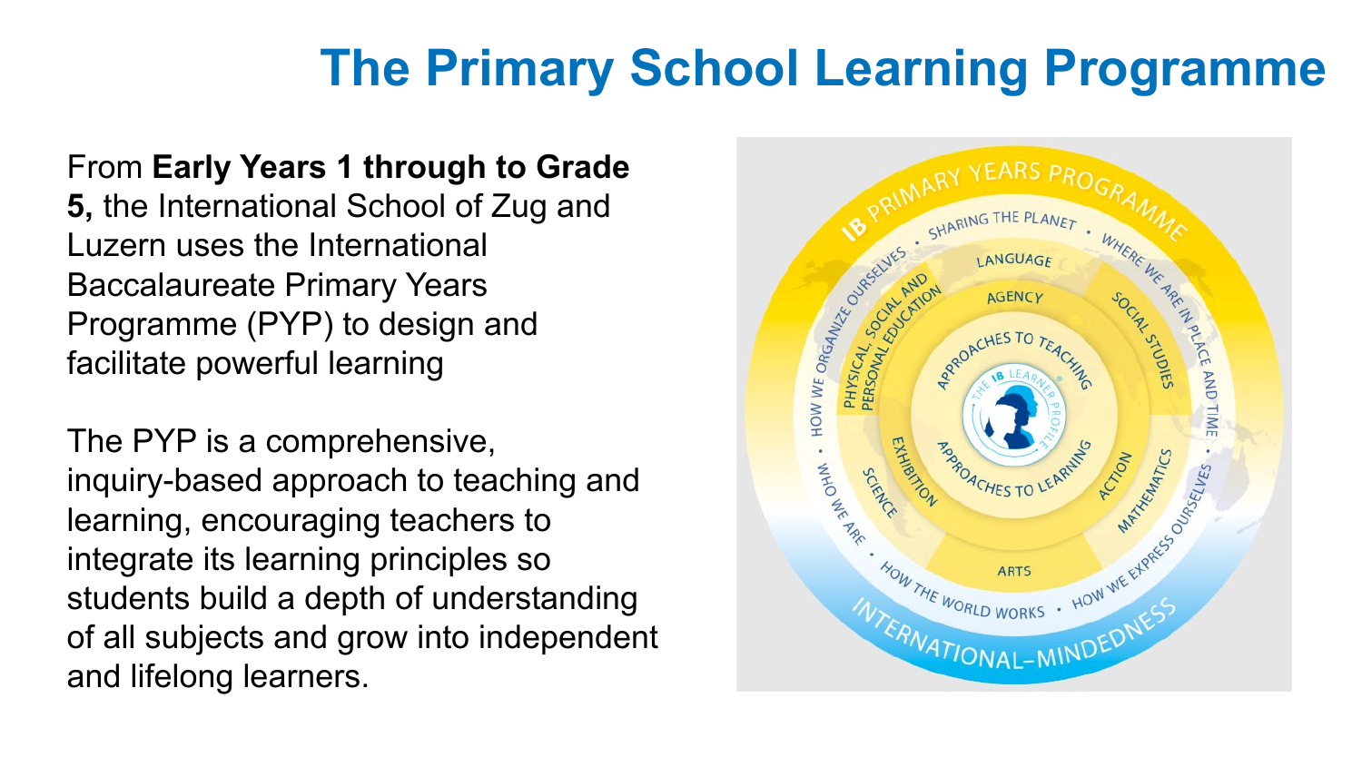# The Primary School Learning Programme

From **Early Years 1 through to Grade 5,** the International School of Zug and Luzern uses the International Baccalaureate Primary Years Programme (PYP) to design and facilitate powerful learning

The PYP is a comprehensive, inquiry-based approach to teaching and learning, encouraging teachers to integrate its learning principles so students build a depth of understanding of all subjects and grow into independent and lifelong learners.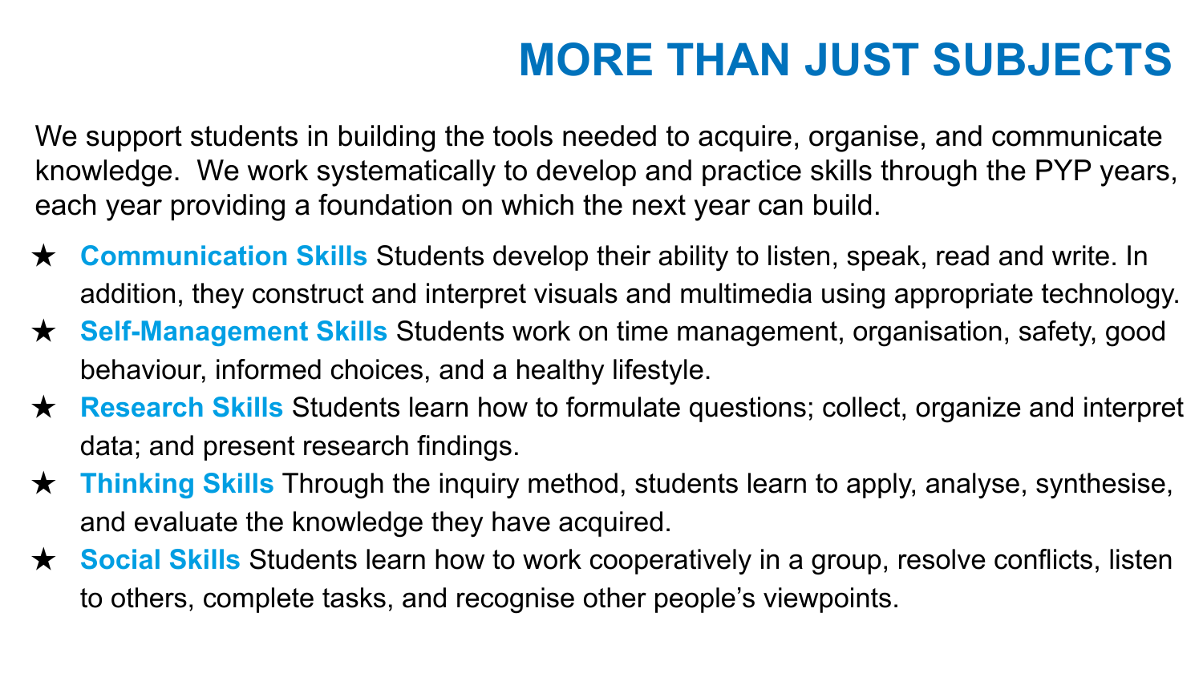# MORE THAN JUST SUBJECTS

We support students in building the tools needed to acquire, organise, and communicate knowledge. We work systematically to develop and practice skills through the PYP years, each year providing a foundation on which the next year can build.

- **Communication Skills** Students develop their ability to listen, speak, read and write. In addition, they construct and interpret visuals and multimedia using appropriate technology.
- **Self-Management Skills** Students work on time management, organisation, safety, good behaviour, informed choices, and a healthy lifestyle.
- **Research Skills** Students learn how to formulate questions; collect, organize and interpret data; and present research findings.
- **Thinking Skills** Through the inquiry method, students learn to apply, analyse, synthesise, and evaluate the knowledge they have acquired.
- **Social Skills** Students learn how to work cooperatively in a group, resolve conflicts, listen to others, complete tasks, and recognise other people's viewpoints.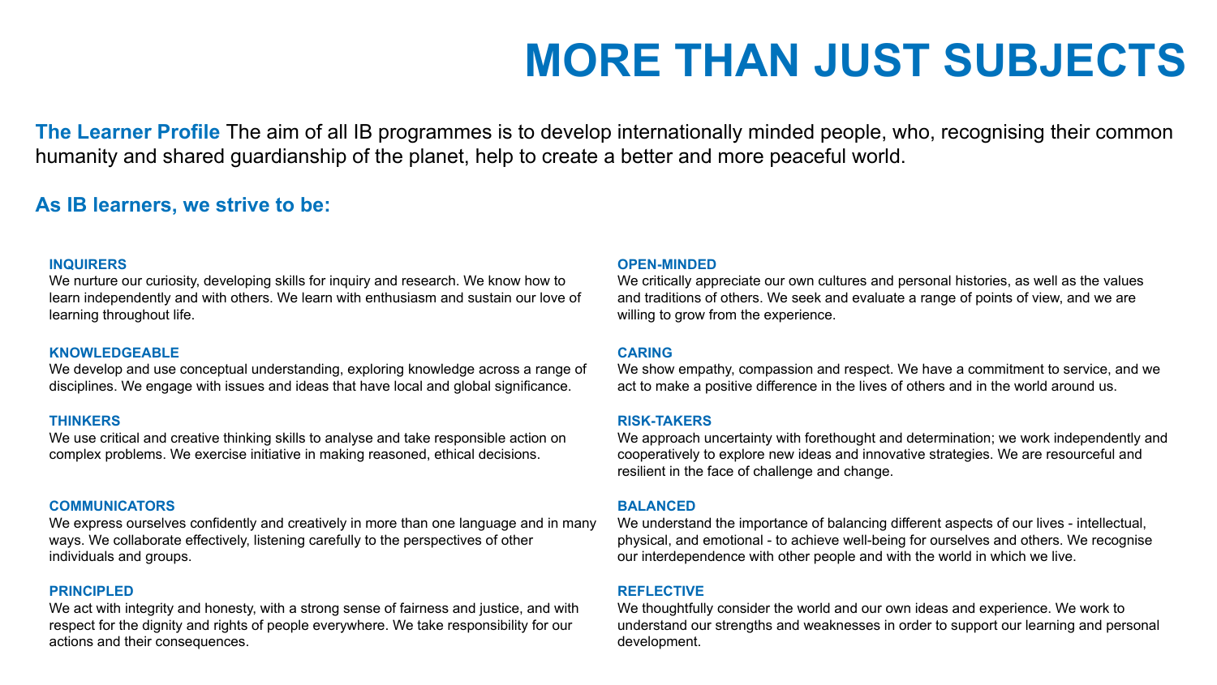# MORE THAN JUST SUBJECTS

**The Learner Profile** The aim of all IB programmes is to develop internationally minded people, who, recognising their common humanity and shared guardianship of the planet, help to create a better and more peaceful world.

## As IB learners, we strive to be:

### INQUIRERS
We nurture our curiosity, developing skills for inquiry and research. We know how to learn independently and with others. We learn with enthusiasm and sustain our love of learning throughout life.

### KNOWLEDGEABLE
We develop and use conceptual understanding, exploring knowledge across a range of disciplines. We engage with issues and ideas that have local and global significance.

### THINKERS
We use critical and creative thinking skills to analyse and take responsible action on complex problems. We exercise initiative in making reasoned, ethical decisions.

### COMMUNICATORS
We express ourselves confidently and creatively in more than one language and in many ways. We collaborate effectively, listening carefully to the perspectives of other individuals and groups.

### PRINCIPLED
We act with integrity and honesty, with a strong sense of fairness and justice, and with respect for the dignity and rights of people everywhere. We take responsibility for our actions and their consequences.

### OPEN-MINDED
We critically appreciate our own cultures and personal histories, as well as the values and traditions of others. We seek and evaluate a range of points of view, and we are willing to grow from the experience.

### CARING
We show empathy, compassion and respect. We have a commitment to service, and we act to make a positive difference in the lives of others and in the world around us.

### RISK-TAKERS
We approach uncertainty with forethought and determination; we work independently and cooperatively to explore new ideas and innovative strategies. We are resourceful and resilient in the face of challenge and change.

### BALANCED
We understand the importance of balancing different aspects of our lives - intellectual, physical, and emotional - to achieve well-being for ourselves and others. We recognise our interdependence with other people and with the world in which we live.

### REFLECTIVE
We thoughtfully consider the world and our own ideas and experience. We work to understand our strengths and weaknesses in order to support our learning and personal development.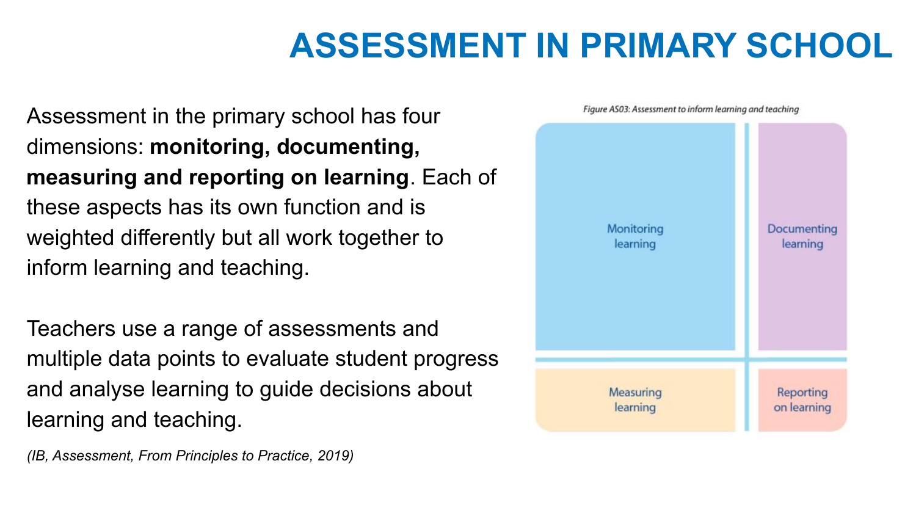# ASSESSMENT IN PRIMARY SCHOOL

Assessment in the primary school has four dimensions: **monitoring, documenting, measuring and reporting on learning**. Each of these aspects has its own function and is weighted differently but all work together to inform learning and teaching.

Teachers use a range of assessments and multiple data points to evaluate student progress and analyse learning to guide decisions about learning and teaching.

*(IB, Assessment, From Principles to Practice, 2019)*

*Figure AS03: Assessment to inform learning and teaching*

| Monitoring learning | Documenting learning |
| --- | --- |
| Measuring learning | Reporting on learning |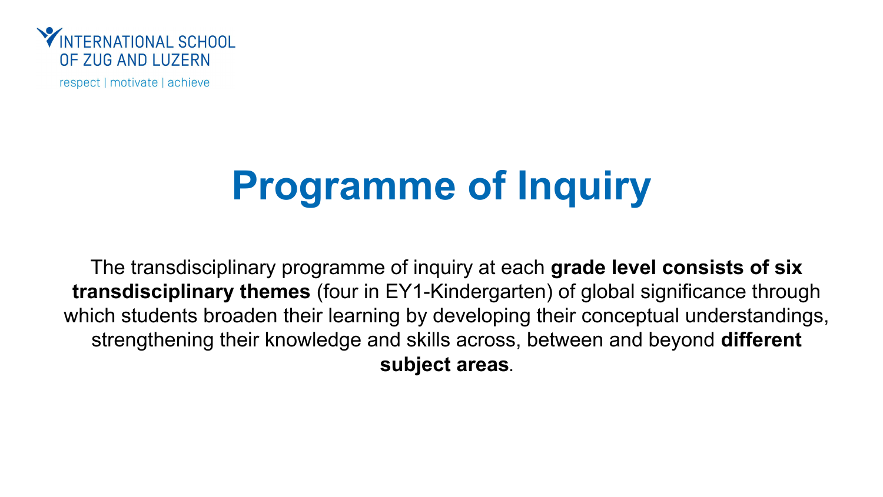# Programme of Inquiry

The transdisciplinary programme of inquiry at each **grade level consists of six transdisciplinary themes** (four in EY1-Kindergarten) of global significance through which students broaden their learning by developing their conceptual understandings, strengthening their knowledge and skills across, between and beyond **different subject areas**.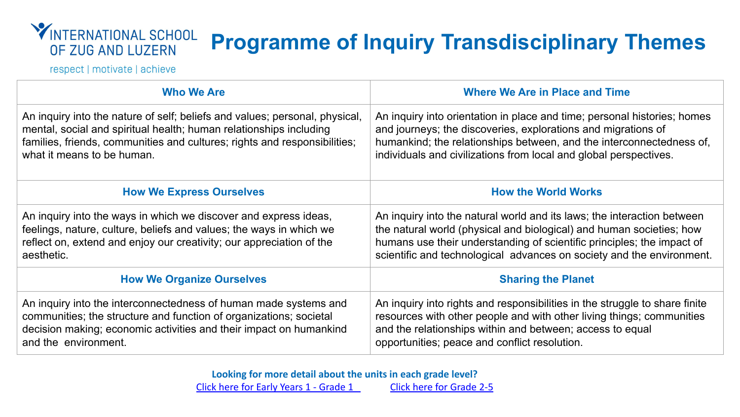INTERNATIONAL SCHOOL OF ZUG AND LUZERN

respect | motivate | achieve

# Programme of Inquiry Transdisciplinary Themes

| Who We Are | Where We Are in Place and Time |
|---|---|
| An inquiry into the nature of self; beliefs and values; personal, physical, mental, social and spiritual health; human relationships including families, friends, communities and cultures; rights and responsibilities; what it means to be human. | An inquiry into orientation in place and time; personal histories; homes and journeys; the discoveries, explorations and migrations of humankind; the relationships between, and the interconnectedness of, individuals and civilizations from local and global perspectives. |
| **How We Express Ourselves** | **How the World Works** |
| An inquiry into the ways in which we discover and express ideas, feelings, nature, culture, beliefs and values; the ways in which we reflect on, extend and enjoy our creativity; our appreciation of the aesthetic. | An inquiry into the natural world and its laws; the interaction between the natural world (physical and biological) and human societies; how humans use their understanding of scientific principles; the impact of scientific and technological advances on society and the environment. |
| **How We Organize Ourselves** | **Sharing the Planet** |
| An inquiry into the interconnectedness of human made systems and communities; the structure and function of organizations; societal decision making; economic activities and their impact on humankind and the environment. | An inquiry into rights and responsibilities in the struggle to share finite resources with other people and with other living things; communities and the relationships within and between; access to equal opportunities; peace and conflict resolution. |

**Looking for more detail about the units in each grade level?**

Click here for Early Years 1 - Grade 1 Click here for Grade 2-5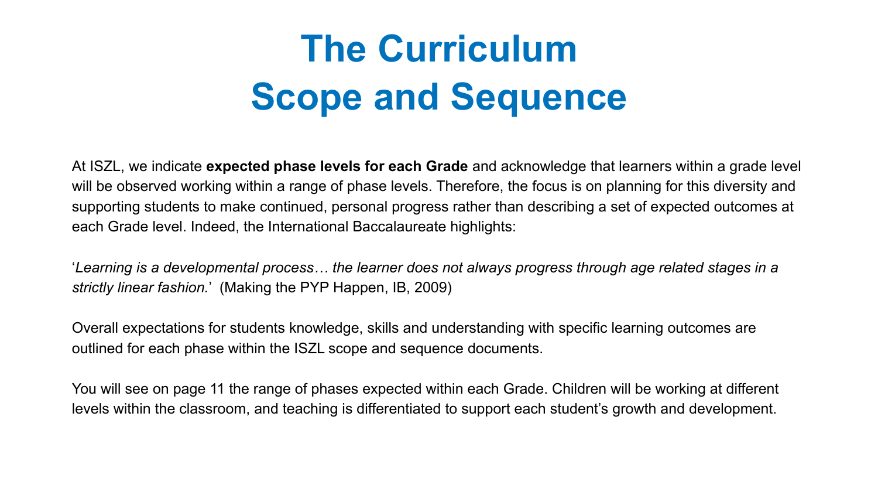# The Curriculum Scope and Sequence

At ISZL, we indicate **expected phase levels for each Grade** and acknowledge that learners within a grade level will be observed working within a range of phase levels. Therefore, the focus is on planning for this diversity and supporting students to make continued, personal progress rather than describing a set of expected outcomes at each Grade level. Indeed, the International Baccalaureate highlights:

'*Learning is a developmental process… the learner does not always progress through age related stages in a strictly linear fashion.*' (Making the PYP Happen, IB, 2009)

Overall expectations for students knowledge, skills and understanding with specific learning outcomes are outlined for each phase within the ISZL scope and sequence documents.

You will see on page 11 the range of phases expected within each Grade. Children will be working at different levels within the classroom, and teaching is differentiated to support each student's growth and development.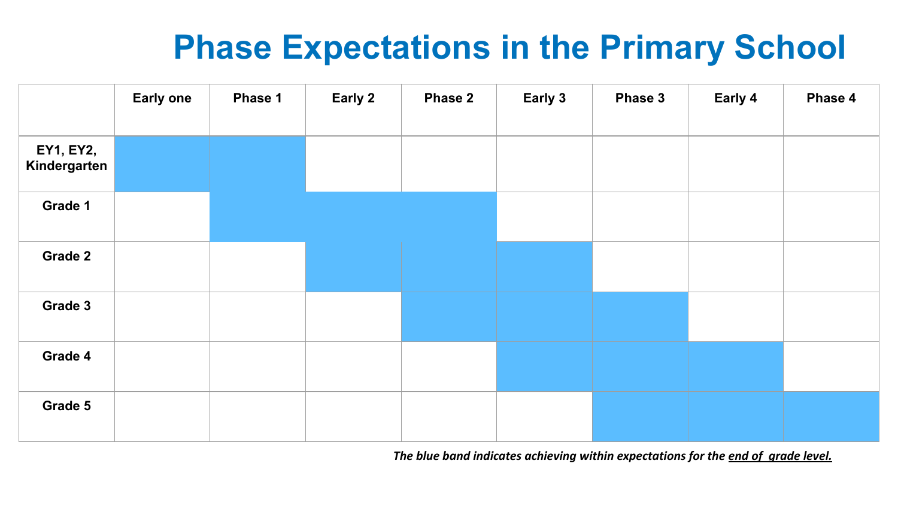# Phase Expectations in the Primary School

| | Early one | Phase 1 | Early 2 | Phase 2 | Early 3 | Phase 3 | Early 4 | Phase 4 |
|---|---|---|---|---|---|---|---|---|
| **EY1, EY2, Kindergarten** | ■ | ■ | | | | | | |
| **Grade 1** | | ■ | ■ | ■ | | | | |
| **Grade 2** | | | ■ | ■ | ■ | | | |
| **Grade 3** | | | | ■ | ■ | ■ | | |
| **Grade 4** | | | | | ■ | ■ | ■ | |
| **Grade 5** | | | | | | ■ | ■ | ■ |

***The blue band indicates achieving within expectations for the <u>end of grade level.</u>***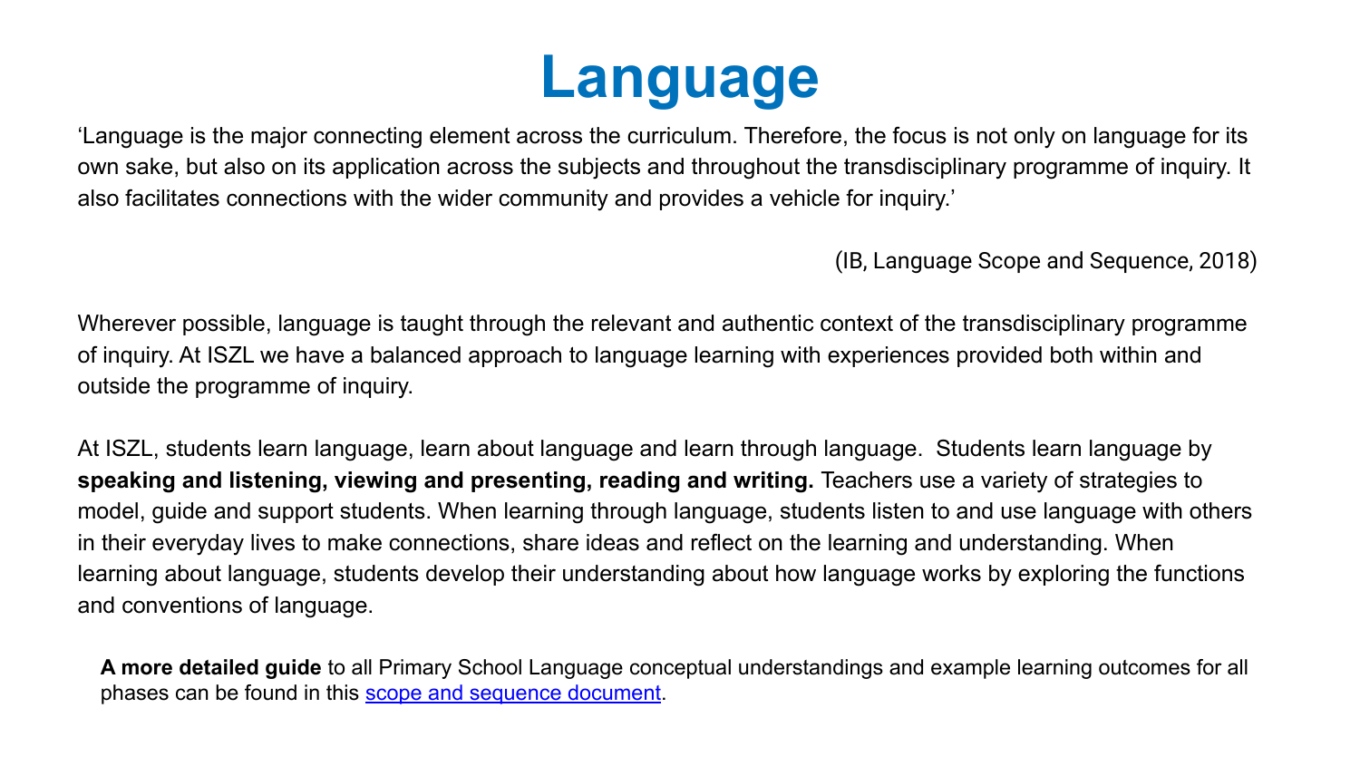# Language

'Language is the major connecting element across the curriculum. Therefore, the focus is not only on language for its own sake, but also on its application across the subjects and throughout the transdisciplinary programme of inquiry. It also facilitates connections with the wider community and provides a vehicle for inquiry.'

(IB, Language Scope and Sequence, 2018)

Wherever possible, language is taught through the relevant and authentic context of the transdisciplinary programme of inquiry. At ISZL we have a balanced approach to language learning with experiences provided both within and outside the programme of inquiry.

At ISZL, students learn language, learn about language and learn through language. Students learn language by **speaking and listening, viewing and presenting, reading and writing.** Teachers use a variety of strategies to model, guide and support students. When learning through language, students listen to and use language with others in their everyday lives to make connections, share ideas and reflect on the learning and understanding. When learning about language, students develop their understanding about how language works by exploring the functions and conventions of language.

**A more detailed guide** to all Primary School Language conceptual understandings and example learning outcomes for all phases can be found in this scope and sequence document.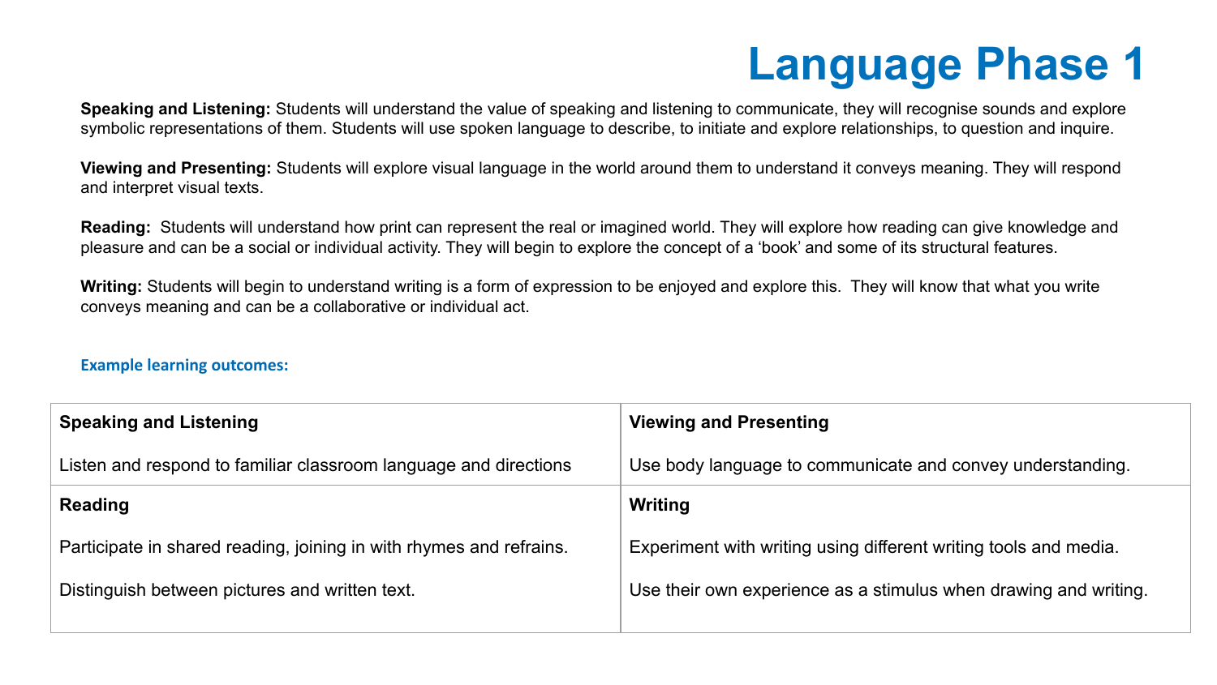# Language Phase 1

**Speaking and Listening:** Students will understand the value of speaking and listening to communicate, they will recognise sounds and explore symbolic representations of them. Students will use spoken language to describe, to initiate and explore relationships, to question and inquire.

**Viewing and Presenting:** Students will explore visual language in the world around them to understand it conveys meaning. They will respond and interpret visual texts.

**Reading:** Students will understand how print can represent the real or imagined world. They will explore how reading can give knowledge and pleasure and can be a social or individual activity. They will begin to explore the concept of a 'book' and some of its structural features.

**Writing:** Students will begin to understand writing is a form of expression to be enjoyed and explore this. They will know that what you write conveys meaning and can be a collaborative or individual act.

**Example learning outcomes:**

| **Speaking and Listening** | **Viewing and Presenting** |
|---|---|
| Listen and respond to familiar classroom language and directions | Use body language to communicate and convey understanding. |
| **Reading** | **Writing** |
| Participate in shared reading, joining in with rhymes and refrains.<br><br>Distinguish between pictures and written text. | Experiment with writing using different writing tools and media.<br><br>Use their own experience as a stimulus when drawing and writing. |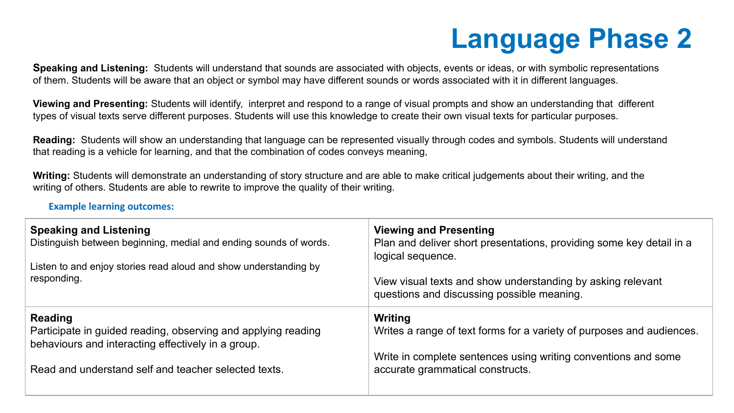# Language Phase 2

**Speaking and Listening:** Students will understand that sounds are associated with objects, events or ideas, or with symbolic representations of them. Students will be aware that an object or symbol may have different sounds or words associated with it in different languages.

**Viewing and Presenting:** Students will identify, interpret and respond to a range of visual prompts and show an understanding that different types of visual texts serve different purposes. Students will use this knowledge to create their own visual texts for particular purposes.

**Reading:** Students will show an understanding that language can be represented visually through codes and symbols. Students will understand that reading is a vehicle for learning, and that the combination of codes conveys meaning,

**Writing:** Students will demonstrate an understanding of story structure and are able to make critical judgements about their writing, and the writing of others. Students are able to rewrite to improve the quality of their writing.

**Example learning outcomes:**

| **Speaking and Listening**<br>Distinguish between beginning, medial and ending sounds of words.<br><br>Listen to and enjoy stories read aloud and show understanding by responding. | **Viewing and Presenting**<br>Plan and deliver short presentations, providing some key detail in a logical sequence.<br><br>View visual texts and show understanding by asking relevant questions and discussing possible meaning. |
|---|---|
| **Reading**<br>Participate in guided reading, observing and applying reading behaviours and interacting effectively in a group.<br><br>Read and understand self and teacher selected texts. | **Writing**<br>Writes a range of text forms for a variety of purposes and audiences.<br><br>Write in complete sentences using writing conventions and some accurate grammatical constructs. |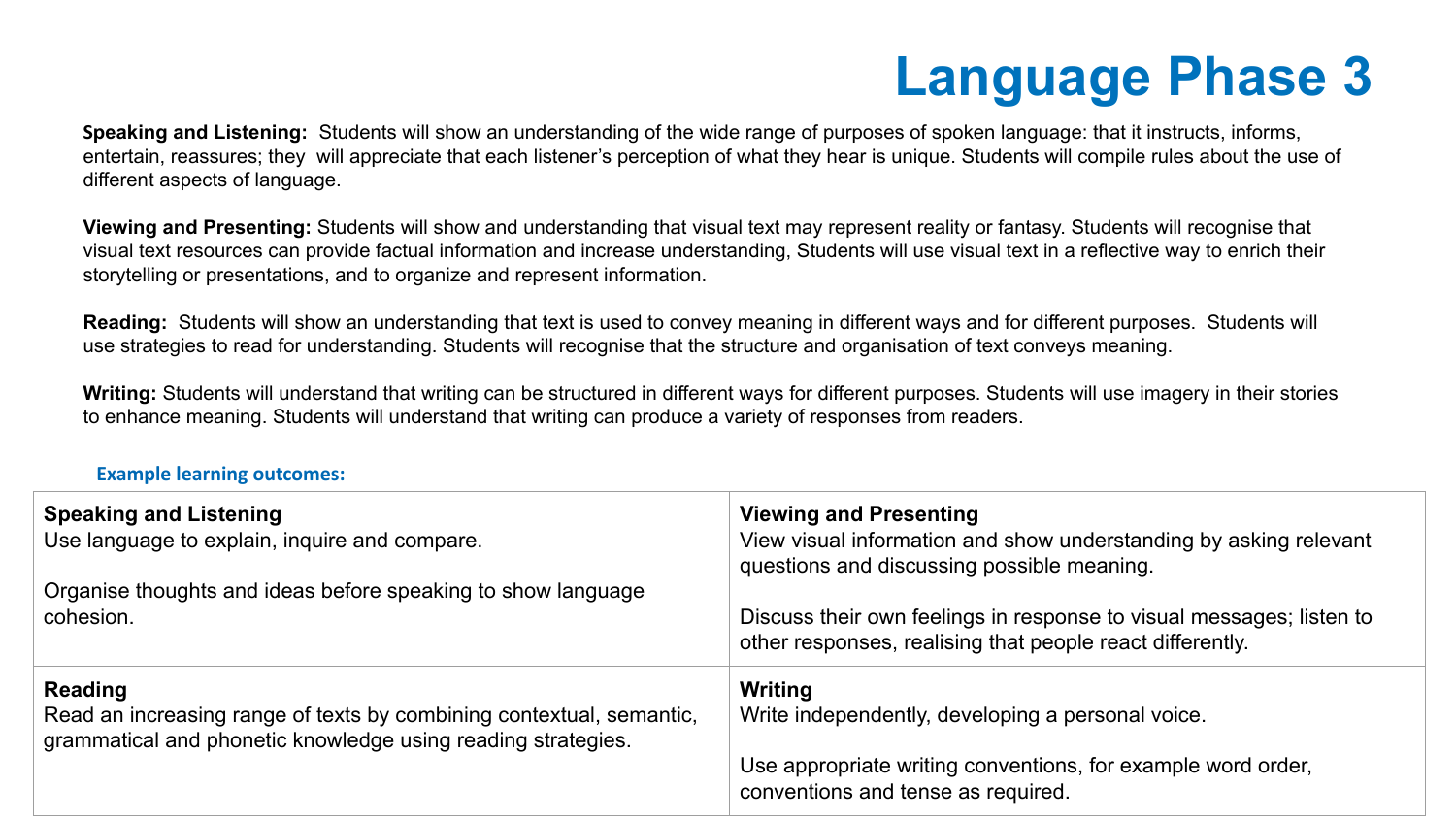# Language Phase 3

**Speaking and Listening:** Students will show an understanding of the wide range of purposes of spoken language: that it instructs, informs, entertain, reassures; they will appreciate that each listener's perception of what they hear is unique. Students will compile rules about the use of different aspects of language.

**Viewing and Presenting:** Students will show and understanding that visual text may represent reality or fantasy. Students will recognise that visual text resources can provide factual information and increase understanding, Students will use visual text in a reflective way to enrich their storytelling or presentations, and to organize and represent information.

**Reading:** Students will show an understanding that text is used to convey meaning in different ways and for different purposes. Students will use strategies to read for understanding. Students will recognise that the structure and organisation of text conveys meaning.

**Writing:** Students will understand that writing can be structured in different ways for different purposes. Students will use imagery in their stories to enhance meaning. Students will understand that writing can produce a variety of responses from readers.

**Example learning outcomes:**

| **Speaking and Listening** | **Viewing and Presenting** |
|---|---|
| Use language to explain, inquire and compare.<br><br>Organise thoughts and ideas before speaking to show language cohesion. | View visual information and show understanding by asking relevant questions and discussing possible meaning.<br><br>Discuss their own feelings in response to visual messages; listen to other responses, realising that people react differently. |
| **Reading** | **Writing** |
| Read an increasing range of texts by combining contextual, semantic, grammatical and phonetic knowledge using reading strategies. | Write independently, developing a personal voice.<br><br>Use appropriate writing conventions, for example word order, conventions and tense as required. |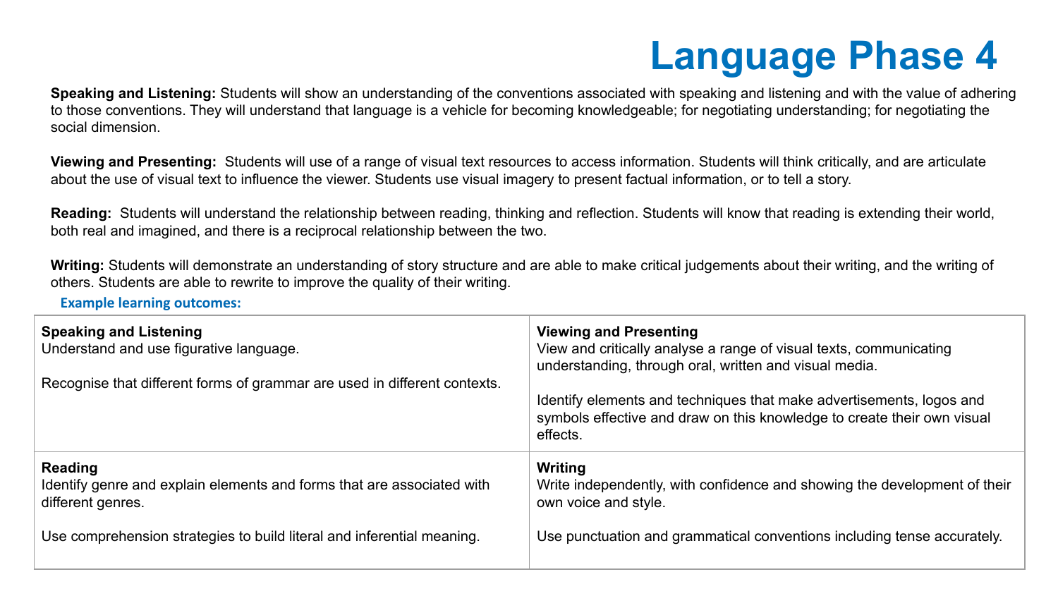# Language Phase 4

**Speaking and Listening:** Students will show an understanding of the conventions associated with speaking and listening and with the value of adhering to those conventions. They will understand that language is a vehicle for becoming knowledgeable; for negotiating understanding; for negotiating the social dimension.

**Viewing and Presenting:** Students will use of a range of visual text resources to access information. Students will think critically, and are articulate about the use of visual text to influence the viewer. Students use visual imagery to present factual information, or to tell a story.

**Reading:** Students will understand the relationship between reading, thinking and reflection. Students will know that reading is extending their world, both real and imagined, and there is a reciprocal relationship between the two.

**Writing:** Students will demonstrate an understanding of story structure and are able to make critical judgements about their writing, and the writing of others. Students are able to rewrite to improve the quality of their writing.

**Example learning outcomes:**

| **Speaking and Listening** | **Viewing and Presenting** |
| --- | --- |
| Understand and use figurative language.<br><br>Recognise that different forms of grammar are used in different contexts. | View and critically analyse a range of visual texts, communicating understanding, through oral, written and visual media.<br><br>Identify elements and techniques that make advertisements, logos and symbols effective and draw on this knowledge to create their own visual effects. |
| **Reading** | **Writing** |
| Identify genre and explain elements and forms that are associated with different genres.<br><br>Use comprehension strategies to build literal and inferential meaning. | Write independently, with confidence and showing the development of their own voice and style.<br><br>Use punctuation and grammatical conventions including tense accurately. |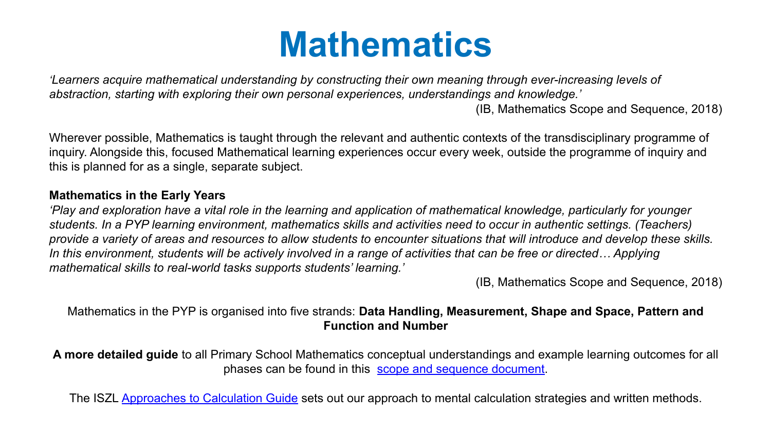# Mathematics

*'Learners acquire mathematical understanding by constructing their own meaning through ever-increasing levels of abstraction, starting with exploring their own personal experiences, understandings and knowledge.'*

(IB, Mathematics Scope and Sequence, 2018)

Wherever possible, Mathematics is taught through the relevant and authentic contexts of the transdisciplinary programme of inquiry. Alongside this, focused Mathematical learning experiences occur every week, outside the programme of inquiry and this is planned for as a single, separate subject.

**Mathematics in the Early Years**

*'Play and exploration have a vital role in the learning and application of mathematical knowledge, particularly for younger students. In a PYP learning environment, mathematics skills and activities need to occur in authentic settings. (Teachers) provide a variety of areas and resources to allow students to encounter situations that will introduce and develop these skills. In this environment, students will be actively involved in a range of activities that can be free or directed… Applying mathematical skills to real-world tasks supports students' learning.'*

(IB, Mathematics Scope and Sequence, 2018)

Mathematics in the PYP is organised into five strands: **Data Handling, Measurement, Shape and Space, Pattern and Function and Number**

**A more detailed guide** to all Primary School Mathematics conceptual understandings and example learning outcomes for all phases can be found in this scope and sequence document.

The ISZL Approaches to Calculation Guide sets out our approach to mental calculation strategies and written methods.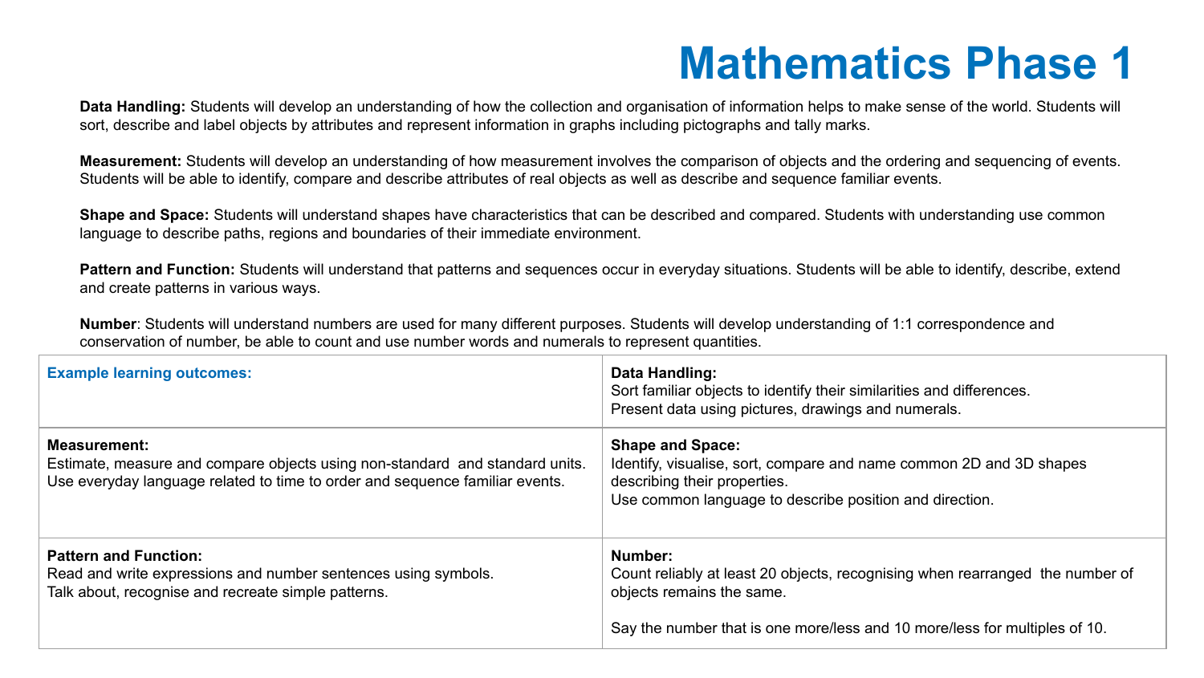# Mathematics Phase 1

**Data Handling:** Students will develop an understanding of how the collection and organisation of information helps to make sense of the world. Students will sort, describe and label objects by attributes and represent information in graphs including pictographs and tally marks.

**Measurement:** Students will develop an understanding of how measurement involves the comparison of objects and the ordering and sequencing of events. Students will be able to identify, compare and describe attributes of real objects as well as describe and sequence familiar events.

**Shape and Space:** Students will understand shapes have characteristics that can be described and compared. Students with understanding use common language to describe paths, regions and boundaries of their immediate environment.

**Pattern and Function:** Students will understand that patterns and sequences occur in everyday situations. Students will be able to identify, describe, extend and create patterns in various ways.

**Number**: Students will understand numbers are used for many different purposes. Students will develop understanding of 1:1 correspondence and conservation of number, be able to count and use number words and numerals to represent quantities.

| **Example learning outcomes:** | **Data Handling:**<br>Sort familiar objects to identify their similarities and differences.<br>Present data using pictures, drawings and numerals. |
|---|---|
| **Measurement:**<br>Estimate, measure and compare objects using non-standard and standard units.<br>Use everyday language related to time to order and sequence familiar events. | **Shape and Space:**<br>Identify, visualise, sort, compare and name common 2D and 3D shapes describing their properties.<br>Use common language to describe position and direction. |
| **Pattern and Function:**<br>Read and write expressions and number sentences using symbols.<br>Talk about, recognise and recreate simple patterns. | **Number:**<br>Count reliably at least 20 objects, recognising when rearranged the number of objects remains the same.<br><br>Say the number that is one more/less and 10 more/less for multiples of 10. |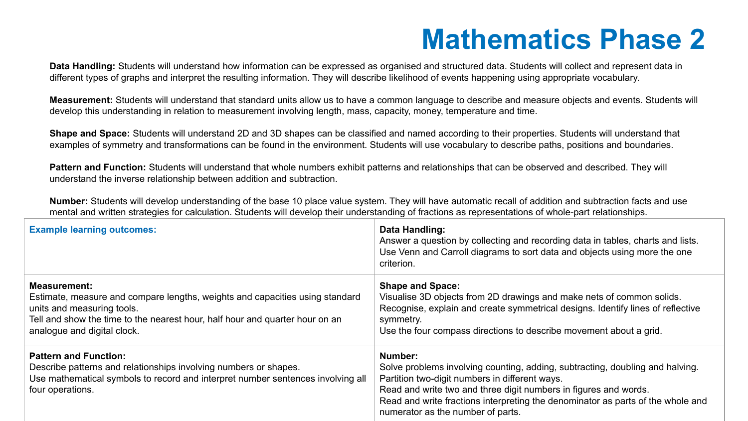# Mathematics Phase 2

**Data Handling:** Students will understand how information can be expressed as organised and structured data. Students will collect and represent data in different types of graphs and interpret the resulting information. They will describe likelihood of events happening using appropriate vocabulary.

**Measurement:** Students will understand that standard units allow us to have a common language to describe and measure objects and events. Students will develop this understanding in relation to measurement involving length, mass, capacity, money, temperature and time.

**Shape and Space:** Students will understand 2D and 3D shapes can be classified and named according to their properties. Students will understand that examples of symmetry and transformations can be found in the environment. Students will use vocabulary to describe paths, positions and boundaries.

**Pattern and Function:** Students will understand that whole numbers exhibit patterns and relationships that can be observed and described. They will understand the inverse relationship between addition and subtraction.

**Number:** Students will develop understanding of the base 10 place value system. They will have automatic recall of addition and subtraction facts and use mental and written strategies for calculation. Students will develop their understanding of fractions as representations of whole-part relationships.

| Example learning outcomes: | **Data Handling:**<br>Answer a question by collecting and recording data in tables, charts and lists.<br>Use Venn and Carroll diagrams to sort data and objects using more the one criterion. |
|---|---|
| **Measurement:**<br>Estimate, measure and compare lengths, weights and capacities using standard units and measuring tools.<br>Tell and show the time to the nearest hour, half hour and quarter hour on an analogue and digital clock. | **Shape and Space:**<br>Visualise 3D objects from 2D drawings and make nets of common solids.<br>Recognise, explain and create symmetrical designs. Identify lines of reflective symmetry.<br>Use the four compass directions to describe movement about a grid. |
| **Pattern and Function:**<br>Describe patterns and relationships involving numbers or shapes.<br>Use mathematical symbols to record and interpret number sentences involving all four operations. | **Number:**<br>Solve problems involving counting, adding, subtracting, doubling and halving.<br>Partition two-digit numbers in different ways.<br>Read and write two and three digit numbers in figures and words.<br>Read and write fractions interpreting the denominator as parts of the whole and numerator as the number of parts. |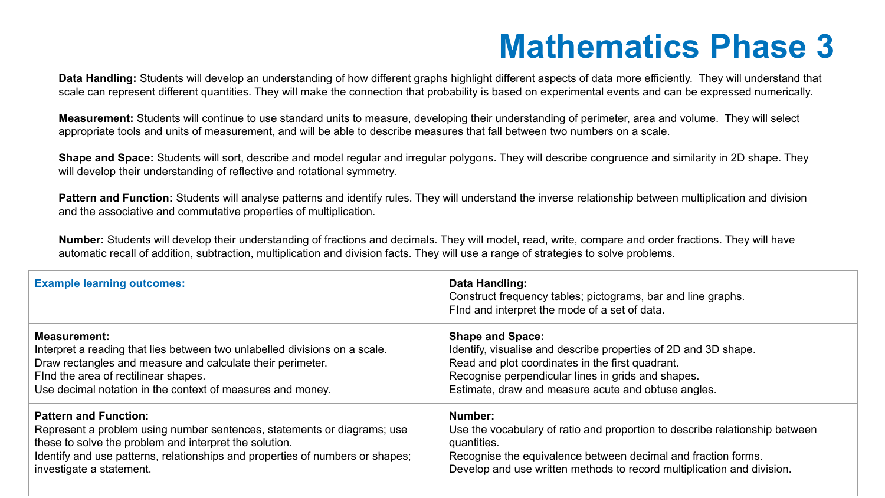# Mathematics Phase 3

**Data Handling:** Students will develop an understanding of how different graphs highlight different aspects of data more efficiently. They will understand that scale can represent different quantities. They will make the connection that probability is based on experimental events and can be expressed numerically.

**Measurement:** Students will continue to use standard units to measure, developing their understanding of perimeter, area and volume. They will select appropriate tools and units of measurement, and will be able to describe measures that fall between two numbers on a scale.

**Shape and Space:** Students will sort, describe and model regular and irregular polygons. They will describe congruence and similarity in 2D shape. They will develop their understanding of reflective and rotational symmetry.

**Pattern and Function:** Students will analyse patterns and identify rules. They will understand the inverse relationship between multiplication and division and the associative and commutative properties of multiplication.

**Number:** Students will develop their understanding of fractions and decimals. They will model, read, write, compare and order fractions. They will have automatic recall of addition, subtraction, multiplication and division facts. They will use a range of strategies to solve problems.

| **Example learning outcomes:** | **Data Handling:**<br>Construct frequency tables; pictograms, bar and line graphs.<br>FInd and interpret the mode of a set of data. |
|---|---|
| **Measurement:**<br>Interpret a reading that lies between two unlabelled divisions on a scale.<br>Draw rectangles and measure and calculate their perimeter.<br>FInd the area of rectilinear shapes.<br>Use decimal notation in the context of measures and money. | **Shape and Space:**<br>Identify, visualise and describe properties of 2D and 3D shape.<br>Read and plot coordinates in the first quadrant.<br>Recognise perpendicular lines in grids and shapes.<br>Estimate, draw and measure acute and obtuse angles. |
| **Pattern and Function:**<br>Represent a problem using number sentences, statements or diagrams; use these to solve the problem and interpret the solution.<br>Identify and use patterns, relationships and properties of numbers or shapes; investigate a statement. | **Number:**<br>Use the vocabulary of ratio and proportion to describe relationship between quantities.<br>Recognise the equivalence between decimal and fraction forms.<br>Develop and use written methods to record multiplication and division. |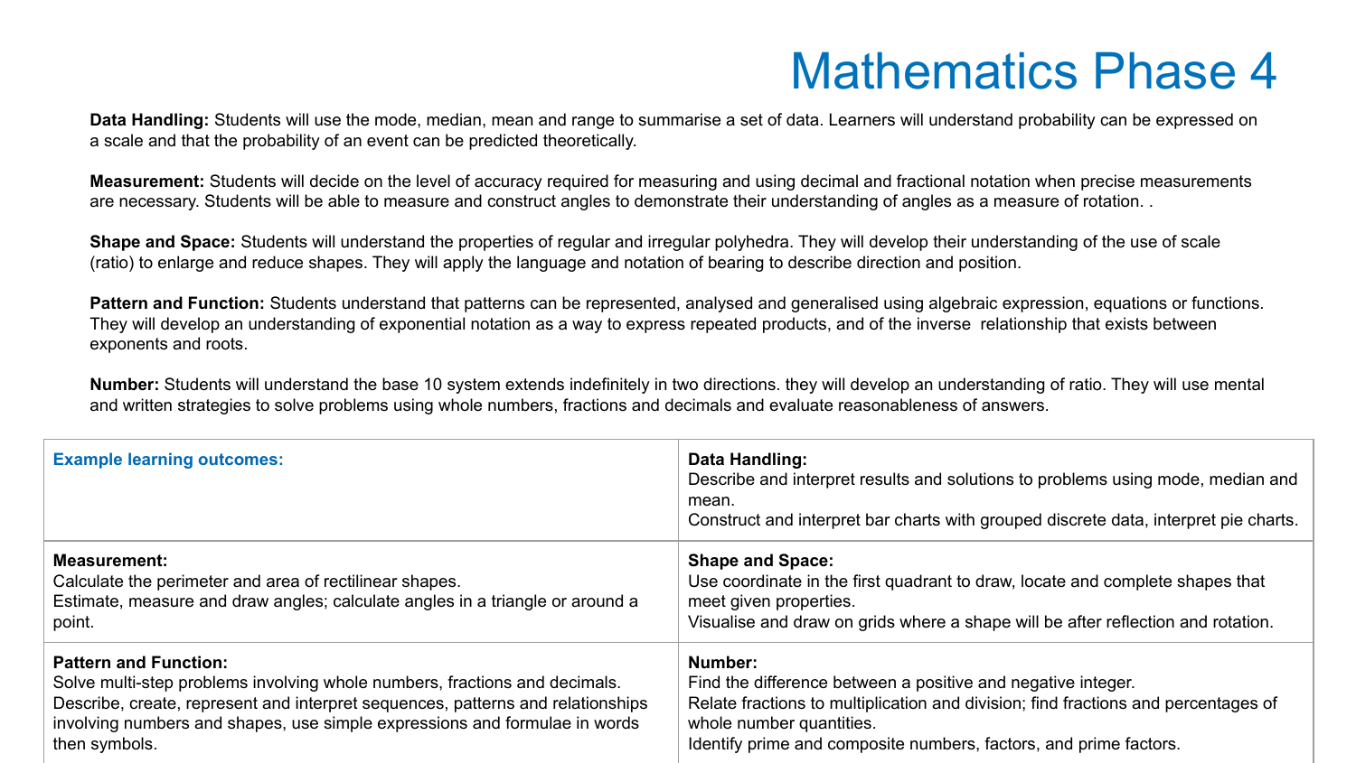# Mathematics Phase 4

**Data Handling:** Students will use the mode, median, mean and range to summarise a set of data. Learners will understand probability can be expressed on a scale and that the probability of an event can be predicted theoretically.

**Measurement:** Students will decide on the level of accuracy required for measuring and using decimal and fractional notation when precise measurements are necessary. Students will be able to measure and construct angles to demonstrate their understanding of angles as a measure of rotation. .

**Shape and Space:** Students will understand the properties of regular and irregular polyhedra. They will develop their understanding of the use of scale (ratio) to enlarge and reduce shapes. They will apply the language and notation of bearing to describe direction and position.

**Pattern and Function:** Students understand that patterns can be represented, analysed and generalised using algebraic expression, equations or functions. They will develop an understanding of exponential notation as a way to express repeated products, and of the inverse relationship that exists between exponents and roots.

**Number:** Students will understand the base 10 system extends indefinitely in two directions. they will develop an understanding of ratio. They will use mental and written strategies to solve problems using whole numbers, fractions and decimals and evaluate reasonableness of answers.

| **Example learning outcomes:** | **Data Handling:**<br>Describe and interpret results and solutions to problems using mode, median and mean.<br>Construct and interpret bar charts with grouped discrete data, interpret pie charts. |
|---|---|
| **Measurement:**<br>Calculate the perimeter and area of rectilinear shapes.<br>Estimate, measure and draw angles; calculate angles in a triangle or around a point. | **Shape and Space:**<br>Use coordinate in the first quadrant to draw, locate and complete shapes that meet given properties.<br>Visualise and draw on grids where a shape will be after reflection and rotation. |
| **Pattern and Function:**<br>Solve multi-step problems involving whole numbers, fractions and decimals.<br>Describe, create, represent and interpret sequences, patterns and relationships involving numbers and shapes, use simple expressions and formulae in words then symbols. | **Number:**<br>Find the difference between a positive and negative integer.<br>Relate fractions to multiplication and division; find fractions and percentages of whole number quantities.<br>Identify prime and composite numbers, factors, and prime factors. |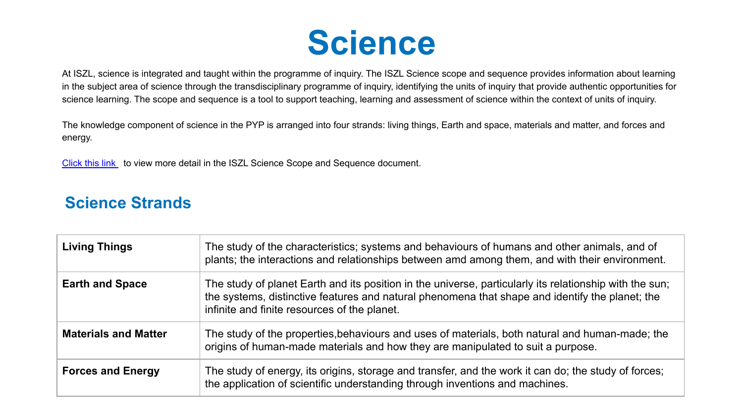# Science

At ISZL, science is integrated and taught within the programme of inquiry. The ISZL Science scope and sequence provides information about learning in the subject area of science through the transdisciplinary programme of inquiry, identifying the units of inquiry that provide authentic opportunities for science learning. The scope and sequence is a tool to support teaching, learning and assessment of science within the context of units of inquiry.

The knowledge component of science in the PYP is arranged into four strands: living things, Earth and space, materials and matter, and forces and energy.

Click this link to view more detail in the ISZL Science Scope and Sequence document.

## Science Strands

| | |
|---|---|
| **Living Things** | The study of the characteristics; systems and behaviours of humans and other animals, and of plants; the interactions and relationships between amd among them, and with their environment. |
| **Earth and Space** | The study of planet Earth and its position in the universe, particularly its relationship with the sun; the systems, distinctive features and natural phenomena that shape and identify the planet; the infinite and finite resources of the planet. |
| **Materials and Matter** | The study of the properties,behaviours and uses of materials, both natural and human-made; the origins of human-made materials and how they are manipulated to suit a purpose. |
| **Forces and Energy** | The study of energy, its origins, storage and transfer, and the work it can do; the study of forces; the application of scientific understanding through inventions and machines. |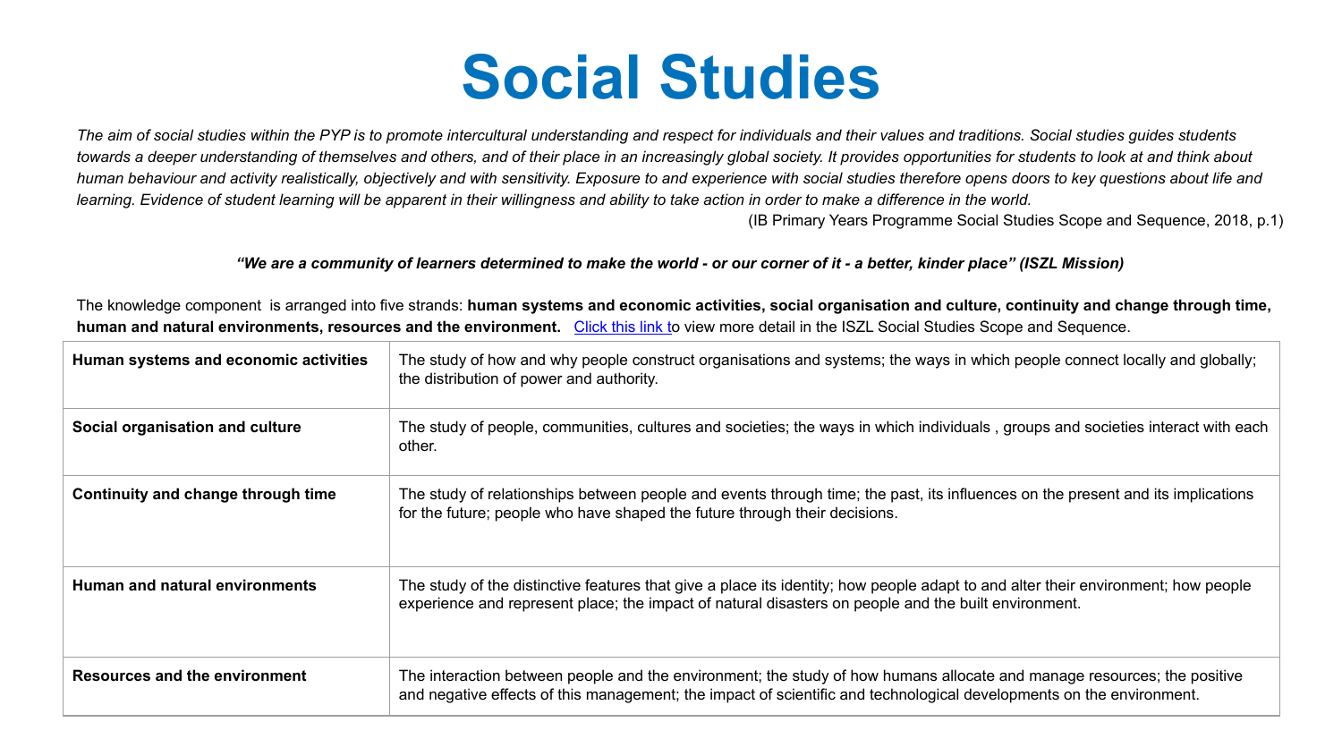# Social Studies

*The aim of social studies within the PYP is to promote intercultural understanding and respect for individuals and their values and traditions. Social studies guides students towards a deeper understanding of themselves and others, and of their place in an increasingly global society. It provides opportunities for students to look at and think about human behaviour and activity realistically, objectively and with sensitivity. Exposure to and experience with social studies therefore opens doors to key questions about life and learning. Evidence of student learning will be apparent in their willingness and ability to take action in order to make a difference in the world.*

(IB Primary Years Programme Social Studies Scope and Sequence, 2018, p.1)

***"We are a community of learners determined to make the world - or our corner of it - a better, kinder place" (ISZL Mission)***

The knowledge component  is arranged into five strands: **human systems and economic activities, social organisation and culture, continuity and change through time, human and natural environments, resources and the environment.** Click this link to view more detail in the ISZL Social Studies Scope and Sequence.

| Strand | Description |
|---|---|
| **Human systems and economic activities** | The study of how and why people construct organisations and systems; the ways in which people connect locally and globally; the distribution of power and authority. |
| **Social organisation and culture** | The study of people, communities, cultures and societies; the ways in which individuals , groups and societies interact with each other. |
| **Continuity and change through time** | The study of relationships between people and events through time; the past, its influences on the present and its implications for the future; people who have shaped the future through their decisions. |
| **Human and natural environments** | The study of the distinctive features that give a place its identity; how people adapt to and alter their environment; how people experience and represent place; the impact of natural disasters on people and the built environment. |
| **Resources and the environment** | The interaction between people and the environment; the study of how humans allocate and manage resources; the positive and negative effects of this management; the impact of scientific and technological developments on the environment. |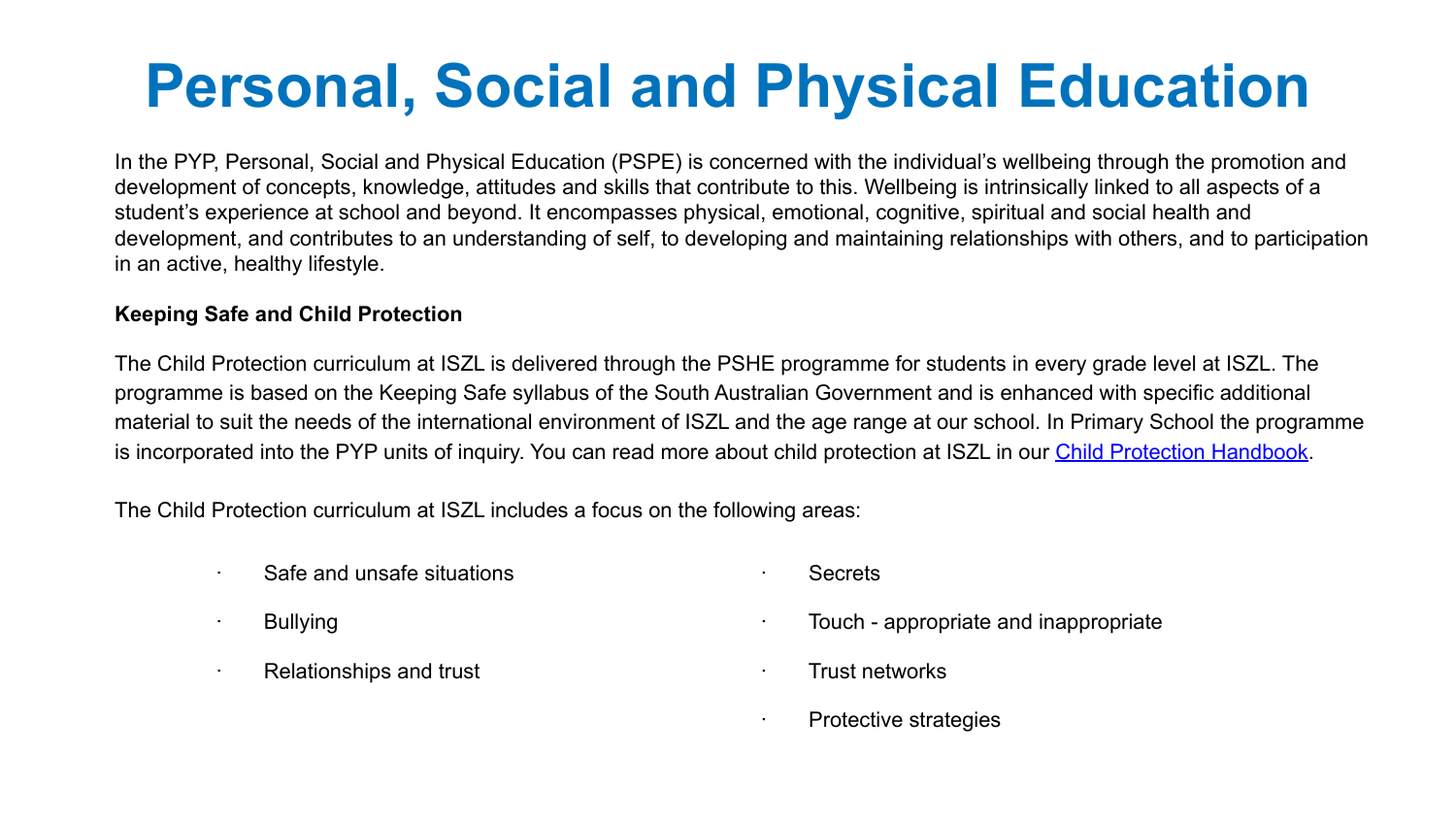# Personal, Social and Physical Education

In the PYP, Personal, Social and Physical Education (PSPE) is concerned with the individual's wellbeing through the promotion and development of concepts, knowledge, attitudes and skills that contribute to this. Wellbeing is intrinsically linked to all aspects of a student's experience at school and beyond. It encompasses physical, emotional, cognitive, spiritual and social health and development, and contributes to an understanding of self, to developing and maintaining relationships with others, and to participation in an active, healthy lifestyle.

**Keeping Safe and Child Protection**

The Child Protection curriculum at ISZL is delivered through the PSHE programme for students in every grade level at ISZL. The programme is based on the Keeping Safe syllabus of the South Australian Government and is enhanced with specific additional material to suit the needs of the international environment of ISZL and the age range at our school. In Primary School the programme is incorporated into the PYP units of inquiry. You can read more about child protection at ISZL in our Child Protection Handbook.

The Child Protection curriculum at ISZL includes a focus on the following areas:

- Safe and unsafe situations
- Bullying
- Relationships and trust
- Secrets
- Touch - appropriate and inappropriate
- Trust networks
- Protective strategies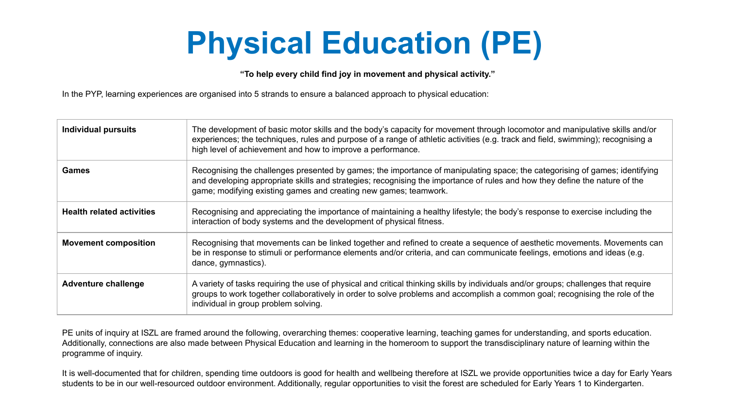# Physical Education (PE)

**"To help every child find joy in movement and physical activity."**

In the PYP, learning experiences are organised into 5 strands to ensure a balanced approach to physical education:

| | |
|---|---|
| **Individual pursuits** | The development of basic motor skills and the body's capacity for movement through locomotor and manipulative skills and/or experiences; the techniques, rules and purpose of a range of athletic activities (e.g. track and field, swimming); recognising a high level of achievement and how to improve a performance. |
| **Games** | Recognising the challenges presented by games; the importance of manipulating space; the categorising of games; identifying and developing appropriate skills and strategies; recognising the importance of rules and how they define the nature of the game; modifying existing games and creating new games; teamwork. |
| **Health related activities** | Recognising and appreciating the importance of maintaining a healthy lifestyle; the body's response to exercise including the interaction of body systems and the development of physical fitness. |
| **Movement composition** | Recognising that movements can be linked together and refined to create a sequence of aesthetic movements. Movements can be in response to stimuli or performance elements and/or criteria, and can communicate feelings, emotions and ideas (e.g. dance, gymnastics). |
| **Adventure challenge** | A variety of tasks requiring the use of physical and critical thinking skills by individuals and/or groups; challenges that require groups to work together collaboratively in order to solve problems and accomplish a common goal; recognising the role of the individual in group problem solving. |

PE units of inquiry at ISZL are framed around the following, overarching themes: cooperative learning, teaching games for understanding, and sports education. Additionally, connections are also made between Physical Education and learning in the homeroom to support the transdisciplinary nature of learning within the programme of inquiry.

It is well-documented that for children, spending time outdoors is good for health and wellbeing therefore at ISZL we provide opportunities twice a day for Early Years students to be in our well-resourced outdoor environment. Additionally, regular opportunities to visit the forest are scheduled for Early Years 1 to Kindergarten.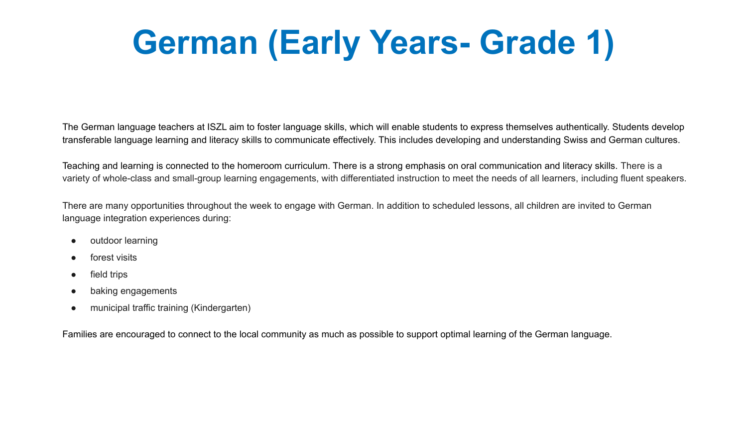# German (Early Years- Grade 1)

The German language teachers at ISZL aim to foster language skills, which will enable students to express themselves authentically. Students develop transferable language learning and literacy skills to communicate effectively. This includes developing and understanding Swiss and German cultures.

Teaching and learning is connected to the homeroom curriculum. There is a strong emphasis on oral communication and literacy skills. There is a variety of whole-class and small-group learning engagements, with differentiated instruction to meet the needs of all learners, including fluent speakers.

There are many opportunities throughout the week to engage with German. In addition to scheduled lessons, all children are invited to German language integration experiences during:

- outdoor learning
- forest visits
- field trips
- baking engagements
- municipal traffic training (Kindergarten)

Families are encouraged to connect to the local community as much as possible to support optimal learning of the German language.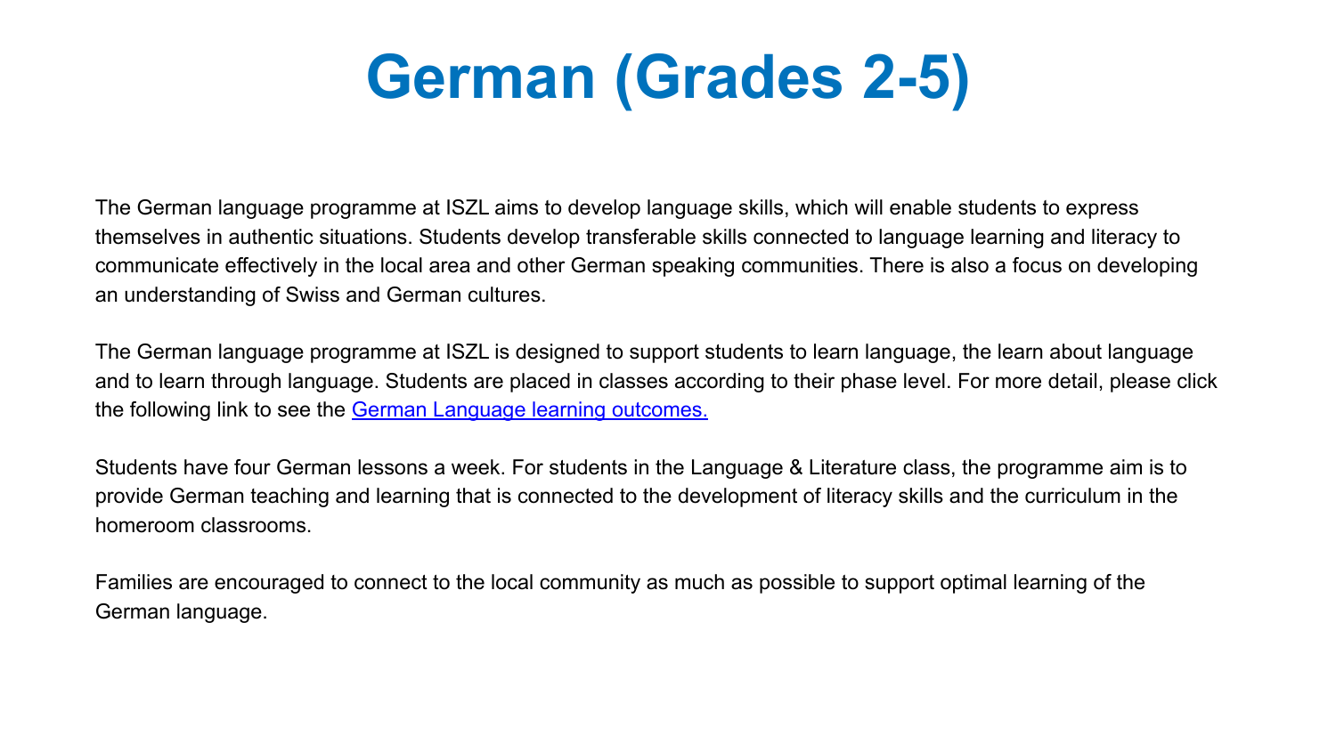# German (Grades 2-5)

The German language programme at ISZL aims to develop language skills, which will enable students to express themselves in authentic situations. Students develop transferable skills connected to language learning and literacy to communicate effectively in the local area and other German speaking communities. There is also a focus on developing an understanding of Swiss and German cultures.

The German language programme at ISZL is designed to support students to learn language, the learn about language and to learn through language. Students are placed in classes according to their phase level. For more detail, please click the following link to see the German Language learning outcomes.

Students have four German lessons a week. For students in the Language & Literature class, the programme aim is to provide German teaching and learning that is connected to the development of literacy skills and the curriculum in the homeroom classrooms.

Families are encouraged to connect to the local community as much as possible to support optimal learning of the German language.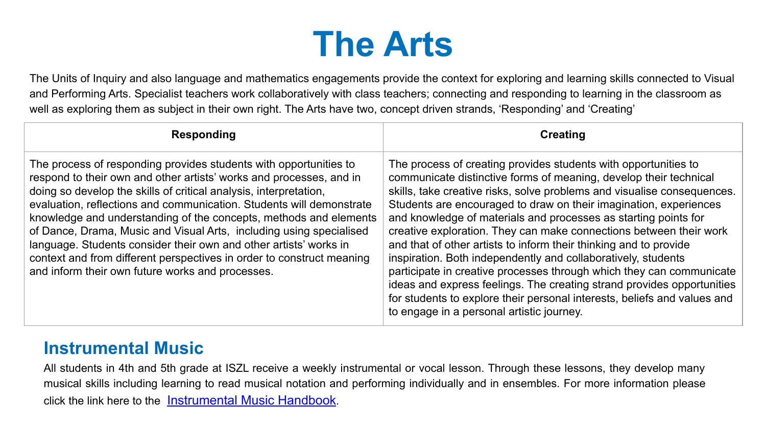# The Arts

The Units of Inquiry and also language and mathematics engagements provide the context for exploring and learning skills connected to Visual and Performing Arts. Specialist teachers work collaboratively with class teachers; connecting and responding to learning in the classroom as well as exploring them as subject in their own right. The Arts have two, concept driven strands, 'Responding' and 'Creating'

| Responding | Creating |
|---|---|
| The process of responding provides students with opportunities to respond to their own and other artists' works and processes, and in doing so develop the skills of critical analysis, interpretation, evaluation, reflections and communication. Students will demonstrate knowledge and understanding of the concepts, methods and elements of Dance, Drama, Music and Visual Arts, including using specialised language. Students consider their own and other artists' works in context and from different perspectives in order to construct meaning and inform their own future works and processes. | The process of creating provides students with opportunities to communicate distinctive forms of meaning, develop their technical skills, take creative risks, solve problems and visualise consequences. Students are encouraged to draw on their imagination, experiences and knowledge of materials and processes as starting points for creative exploration. They can make connections between their work and that of other artists to inform their thinking and to provide inspiration. Both independently and collaboratively, students participate in creative processes through which they can communicate ideas and express feelings. The creating strand provides opportunities for students to explore their personal interests, beliefs and values and to engage in a personal artistic journey. |

## Instrumental Music

All students in 4th and 5th grade at ISZL receive a weekly instrumental or vocal lesson. Through these lessons, they develop many musical skills including learning to read musical notation and performing individually and in ensembles. For more information please click the link here to the [Instrumental Music Handbook](#).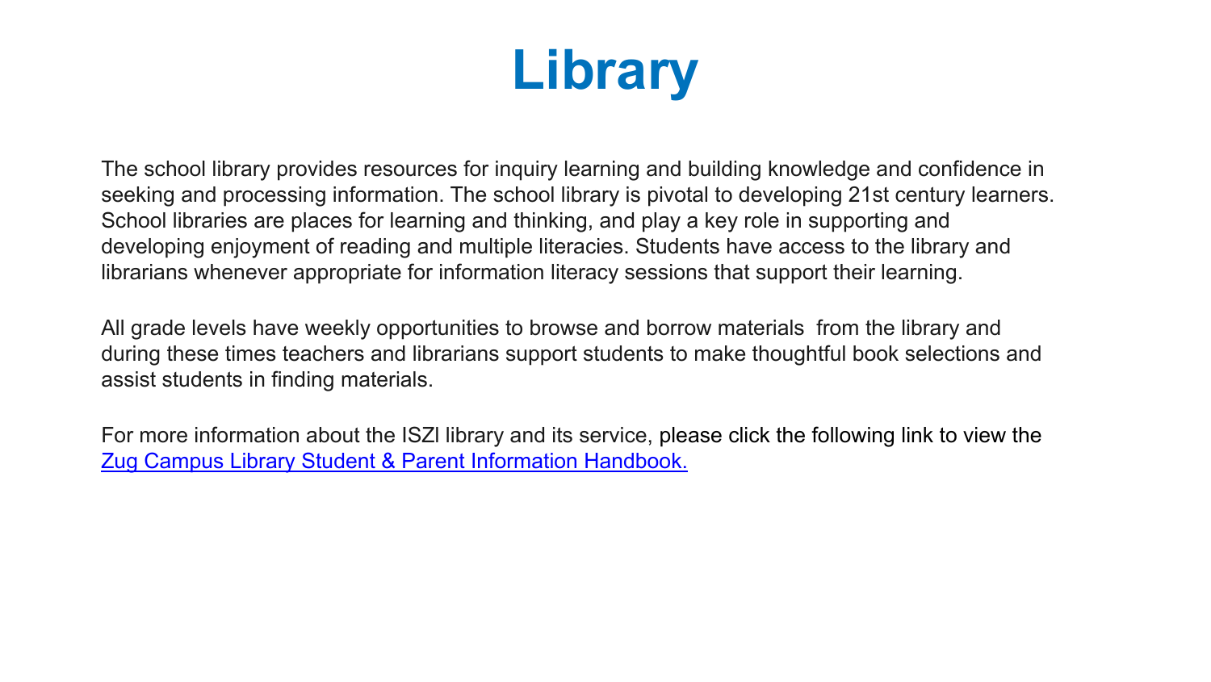# Library

The school library provides resources for inquiry learning and building knowledge and confidence in seeking and processing information. The school library is pivotal to developing 21st century learners. School libraries are places for learning and thinking, and play a key role in supporting and developing enjoyment of reading and multiple literacies. Students have access to the library and librarians whenever appropriate for information literacy sessions that support their learning.

All grade levels have weekly opportunities to browse and borrow materials from the library and during these times teachers and librarians support students to make thoughtful book selections and assist students in finding materials.

For more information about the ISZl library and its service, please click the following link to view the Zug Campus Library Student & Parent Information Handbook.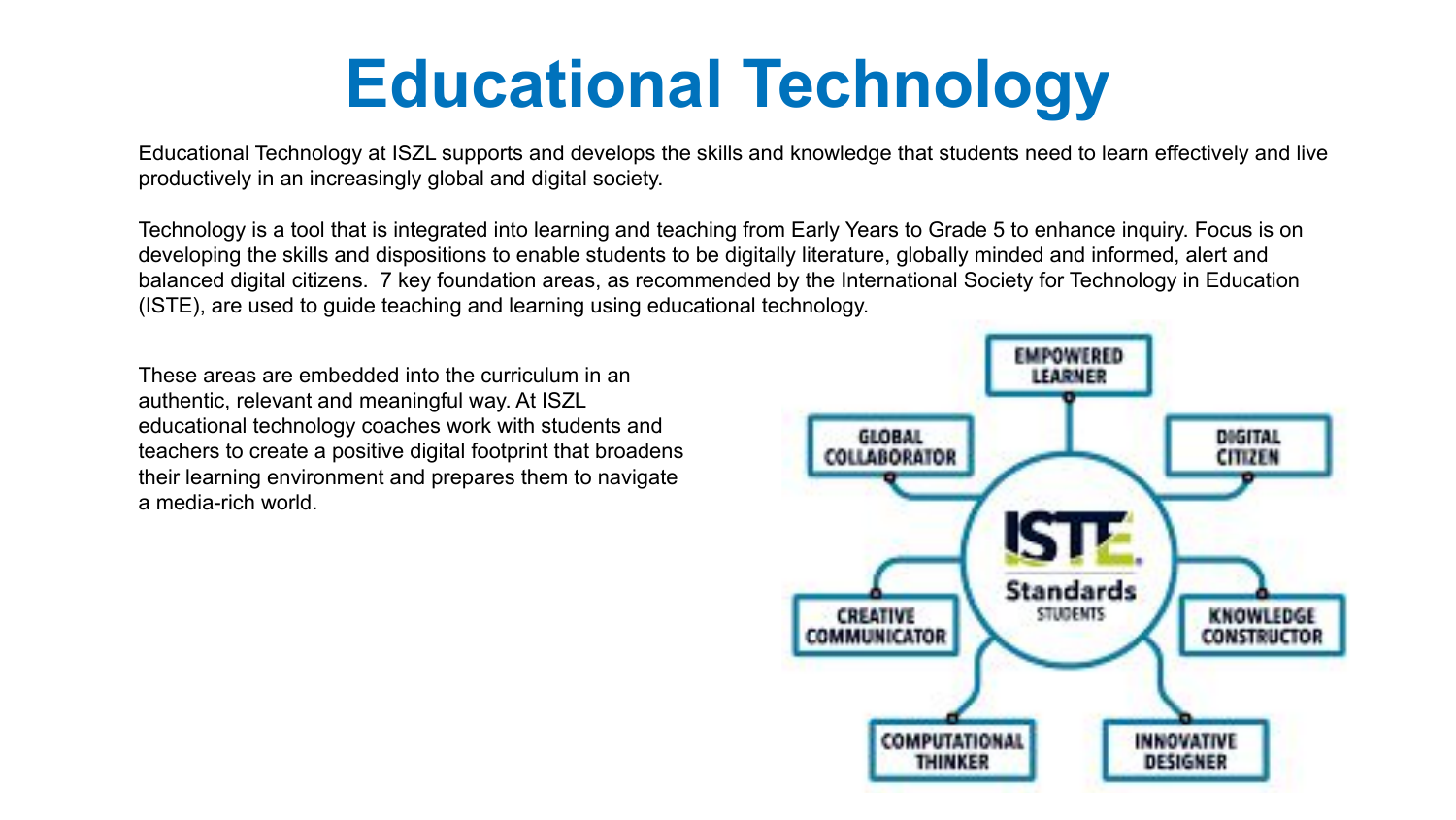# Educational Technology

Educational Technology at ISZL supports and develops the skills and knowledge that students need to learn effectively and live productively in an increasingly global and digital society.

Technology is a tool that is integrated into learning and teaching from Early Years to Grade 5 to enhance inquiry. Focus is on developing the skills and dispositions to enable students to be digitally literature, globally minded and informed, alert and balanced digital citizens. 7 key foundation areas, as recommended by the International Society for Technology in Education (ISTE), are used to guide teaching and learning using educational technology.

These areas are embedded into the curriculum in an authentic, relevant and meaningful way. At ISZL educational technology coaches work with students and teachers to create a positive digital footprint that broadens their learning environment and prepares them to navigate a media-rich world.

ISTE Standards STUDENTS

EMPOWERED LEARNER

DIGITAL CITIZEN

KNOWLEDGE CONSTRUCTOR

INNOVATIVE DESIGNER

COMPUTATIONAL THINKER

CREATIVE COMMUNICATOR

GLOBAL COLLABORATOR